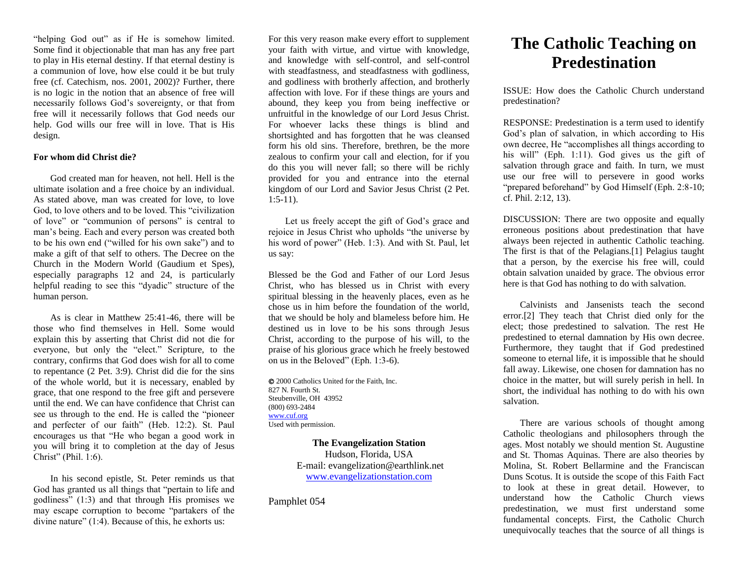"helping God out" as if He is somehow limited. Some find it objectionable that man has any free part to play in His eternal destiny. If that eternal destiny is a communion of love, how else could it be but truly free (cf. Catechism, nos. 2001, 2002)? Further, there is no logic in the notion that an absence of free will necessarily follows God's sovereignty, or that from free will it necessarily follows that God needs our help. God wills our free will in love. That is His design.

**For whom did Christ die?**

God created man for heaven, not hell. Hell is the ultimate isolation and a free choice by an individual. As stated above, man was created for love, to love God, to love others and to be loved. This "civilization of love" or "communion of persons" is central to man's being. Each and every person was created both to be his own end ("willed for his own sake") and to make a gift of that self to others. The Decree on the Church in the Modern World (Gaudium et Spes), especially paragraphs 12 and 24, is particularly helpful reading to see this "dyadic" structure of the human person.

As is clear in Matthew 25:41-46, there will be those who find themselves in Hell. Some would explain this by asserting that Christ did not die for everyone, but only the "elect." Scripture, to the contrary, confirms that God does wish for all to come to repentance (2 Pet. 3:9). Christ did die for the sins of the whole world, but it is necessary, enabled by grace, that one respond to the free gift and persevere until the end. We can have confidence that Christ can see us through to the end. He is called the "pioneer and perfecter of our faith" (Heb. 12:2). St. Paul encourages us that "He who began a good work in you will bring it to completion at the day of Jesus Christ" (Phil. 1:6).

In his second epistle, St. Peter reminds us that God has granted us all things that "pertain to life and godliness" (1:3) and that through His promises we may escape corruption to become "partakers of the divine nature" (1:4). Because of this, he exhorts us:

For this very reason make every effort to supplement your faith with virtue, and virtue with knowledge, and knowledge with self-control, and self-control with steadfastness, and steadfastness with godliness, and godliness with brotherly affection, and brotherly affection with love. For if these things are yours and abound, they keep you from being ineffective or unfruitful in the knowledge of our Lord Jesus Christ. For whoever lacks these things is blind and shortsighted and has forgotten that he was cleansed form his old sins. Therefore, brethren, be the more zealous to confirm your call and election, for if you do this you will never fall; so there will be richly provided for you and entrance into the eternal kingdom of our Lord and Savior Jesus Christ (2 Pet. 1:5-11).

Let us freely accept the gift of God's grace and rejoice in Jesus Christ who upholds "the universe by his word of power" (Heb. 1:3). And with St. Paul, let us say:

Blessed be the God and Father of our Lord Jesus Christ, who has blessed us in Christ with every spiritual blessing in the heavenly places, even as he chose us in him before the foundation of the world, that we should be holy and blameless before him. He destined us in love to be his sons through Jesus Christ, according to the purpose of his will, to the praise of his glorious grace which he freely bestowed on us in the Beloved" (Eph. 1:3-6).

© 2000 Catholics United for the Faith, Inc.
827 N. Fourth St.
Steubenville, OH 43952
(800) 693-2484
www.cuf.org
Used with permission.

**The Evangelization Station**
Hudson, Florida, USA
E-mail: evangelization@earthlink.net
www.evangelizationstation.com

Pamphlet 054

# The Catholic Teaching on Predestination

ISSUE: How does the Catholic Church understand predestination?

RESPONSE: Predestination is a term used to identify God's plan of salvation, in which according to His own decree, He "accomplishes all things according to his will" (Eph. 1:11). God gives us the gift of salvation through grace and faith. In turn, we must use our free will to persevere in good works "prepared beforehand" by God Himself (Eph. 2:8-10; cf. Phil. 2:12, 13).

DISCUSSION: There are two opposite and equally erroneous positions about predestination that have always been rejected in authentic Catholic teaching. The first is that of the Pelagians.[1] Pelagius taught that a person, by the exercise his free will, could obtain salvation unaided by grace. The obvious error here is that God has nothing to do with salvation.

Calvinists and Jansenists teach the second error.[2] They teach that Christ died only for the elect; those predestined to salvation. The rest He predestined to eternal damnation by His own decree. Furthermore, they taught that if God predestined someone to eternal life, it is impossible that he should fall away. Likewise, one chosen for damnation has no choice in the matter, but will surely perish in hell. In short, the individual has nothing to do with his own salvation.

There are various schools of thought among Catholic theologians and philosophers through the ages. Most notably we should mention St. Augustine and St. Thomas Aquinas. There are also theories by Molina, St. Robert Bellarmine and the Franciscan Duns Scotus. It is outside the scope of this Faith Fact to look at these in great detail. However, to understand how the Catholic Church views predestination, we must first understand some fundamental concepts. First, the Catholic Church unequivocally teaches that the source of all things is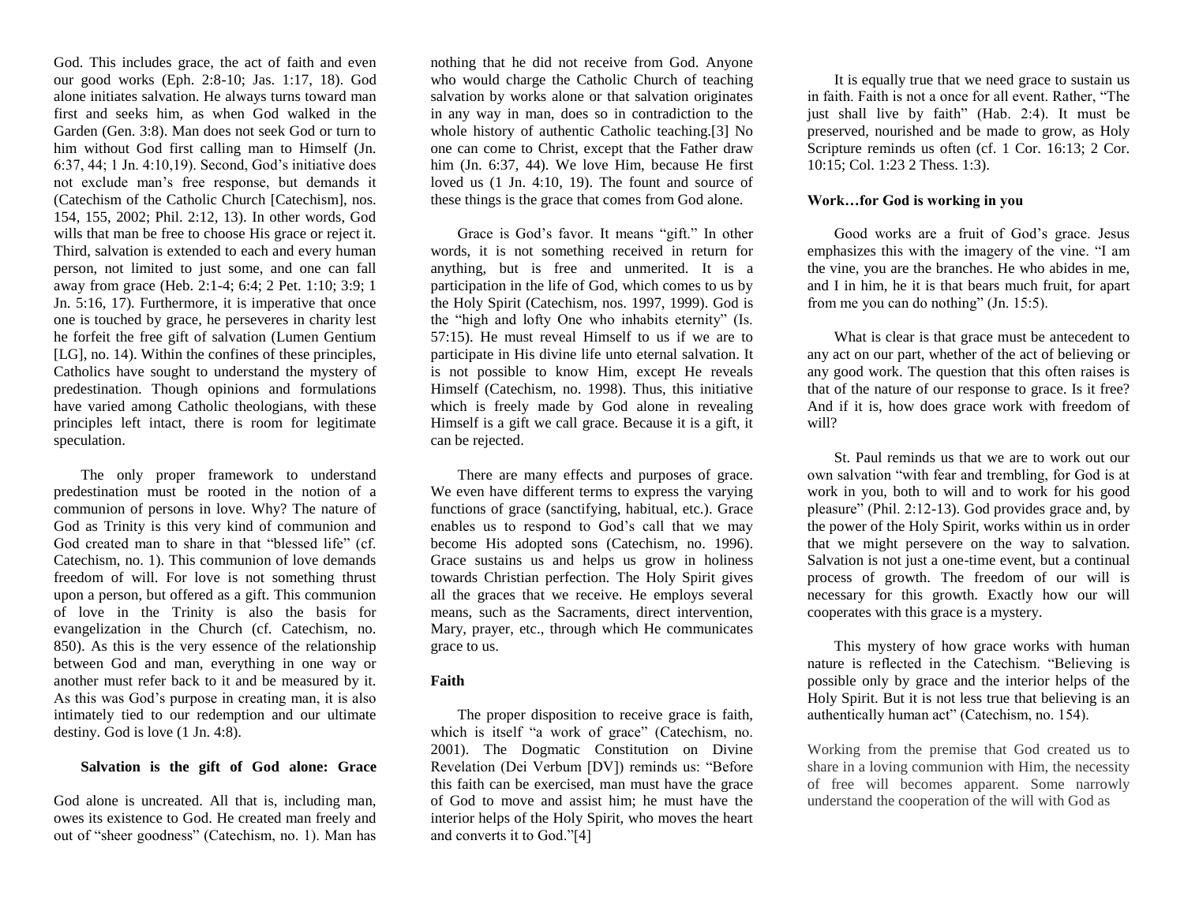God. This includes grace, the act of faith and even our good works (Eph. 2:8-10; Jas. 1:17, 18). God alone initiates salvation. He always turns toward man first and seeks him, as when God walked in the Garden (Gen. 3:8). Man does not seek God or turn to him without God first calling man to Himself (Jn. 6:37, 44; 1 Jn. 4:10,19). Second, God's initiative does not exclude man's free response, but demands it (Catechism of the Catholic Church [Catechism], nos. 154, 155, 2002; Phil. 2:12, 13). In other words, God wills that man be free to choose His grace or reject it. Third, salvation is extended to each and every human person, not limited to just some, and one can fall away from grace (Heb. 2:1-4; 6:4; 2 Pet. 1:10; 3:9; 1 Jn. 5:16, 17). Furthermore, it is imperative that once one is touched by grace, he perseveres in charity lest he forfeit the free gift of salvation (Lumen Gentium [LG], no. 14). Within the confines of these principles, Catholics have sought to understand the mystery of predestination. Though opinions and formulations have varied among Catholic theologians, with these principles left intact, there is room for legitimate speculation.

The only proper framework to understand predestination must be rooted in the notion of a communion of persons in love. Why? The nature of God as Trinity is this very kind of communion and God created man to share in that "blessed life" (cf. Catechism, no. 1). This communion of love demands freedom of will. For love is not something thrust upon a person, but offered as a gift. This communion of love in the Trinity is also the basis for evangelization in the Church (cf. Catechism, no. 850). As this is the very essence of the relationship between God and man, everything in one way or another must refer back to it and be measured by it. As this was God's purpose in creating man, it is also intimately tied to our redemption and our ultimate destiny. God is love (1 Jn. 4:8).

### Salvation is the gift of God alone: Grace

God alone is uncreated. All that is, including man, owes its existence to God. He created man freely and out of "sheer goodness" (Catechism, no. 1). Man has nothing that he did not receive from God. Anyone who would charge the Catholic Church of teaching salvation by works alone or that salvation originates in any way in man, does so in contradiction to the whole history of authentic Catholic teaching.[3] No one can come to Christ, except that the Father draw him (Jn. 6:37, 44). We love Him, because He first loved us (1 Jn. 4:10, 19). The fount and source of these things is the grace that comes from God alone.

Grace is God's favor. It means "gift." In other words, it is not something received in return for anything, but is free and unmerited. It is a participation in the life of God, which comes to us by the Holy Spirit (Catechism, nos. 1997, 1999). God is the "high and lofty One who inhabits eternity" (Is. 57:15). He must reveal Himself to us if we are to participate in His divine life unto eternal salvation. It is not possible to know Him, except He reveals Himself (Catechism, no. 1998). Thus, this initiative which is freely made by God alone in revealing Himself is a gift we call grace. Because it is a gift, it can be rejected.

There are many effects and purposes of grace. We even have different terms to express the varying functions of grace (sanctifying, habitual, etc.). Grace enables us to respond to God's call that we may become His adopted sons (Catechism, no. 1996). Grace sustains us and helps us grow in holiness towards Christian perfection. The Holy Spirit gives all the graces that we receive. He employs several means, such as the Sacraments, direct intervention, Mary, prayer, etc., through which He communicates grace to us.

### Faith

The proper disposition to receive grace is faith, which is itself "a work of grace" (Catechism, no. 2001). The Dogmatic Constitution on Divine Revelation (Dei Verbum [DV]) reminds us: "Before this faith can be exercised, man must have the grace of God to move and assist him; he must have the interior helps of the Holy Spirit, who moves the heart and converts it to God."[4]

It is equally true that we need grace to sustain us in faith. Faith is not a once for all event. Rather, "The just shall live by faith" (Hab. 2:4). It must be preserved, nourished and be made to grow, as Holy Scripture reminds us often (cf. 1 Cor. 16:13; 2 Cor. 10:15; Col. 1:23 2 Thess. 1:3).

### Work…for God is working in you

Good works are a fruit of God's grace. Jesus emphasizes this with the imagery of the vine. "I am the vine, you are the branches. He who abides in me, and I in him, he it is that bears much fruit, for apart from me you can do nothing" (Jn. 15:5).

What is clear is that grace must be antecedent to any act on our part, whether of the act of believing or any good work. The question that this often raises is that of the nature of our response to grace. Is it free? And if it is, how does grace work with freedom of will?

St. Paul reminds us that we are to work out our own salvation "with fear and trembling, for God is at work in you, both to will and to work for his good pleasure" (Phil. 2:12-13). God provides grace and, by the power of the Holy Spirit, works within us in order that we might persevere on the way to salvation. Salvation is not just a one-time event, but a continual process of growth. The freedom of our will is necessary for this growth. Exactly how our will cooperates with this grace is a mystery.

This mystery of how grace works with human nature is reflected in the Catechism. "Believing is possible only by grace and the interior helps of the Holy Spirit. But it is not less true that believing is an authentically human act" (Catechism, no. 154).

Working from the premise that God created us to share in a loving communion with Him, the necessity of free will becomes apparent. Some narrowly understand the cooperation of the will with God as